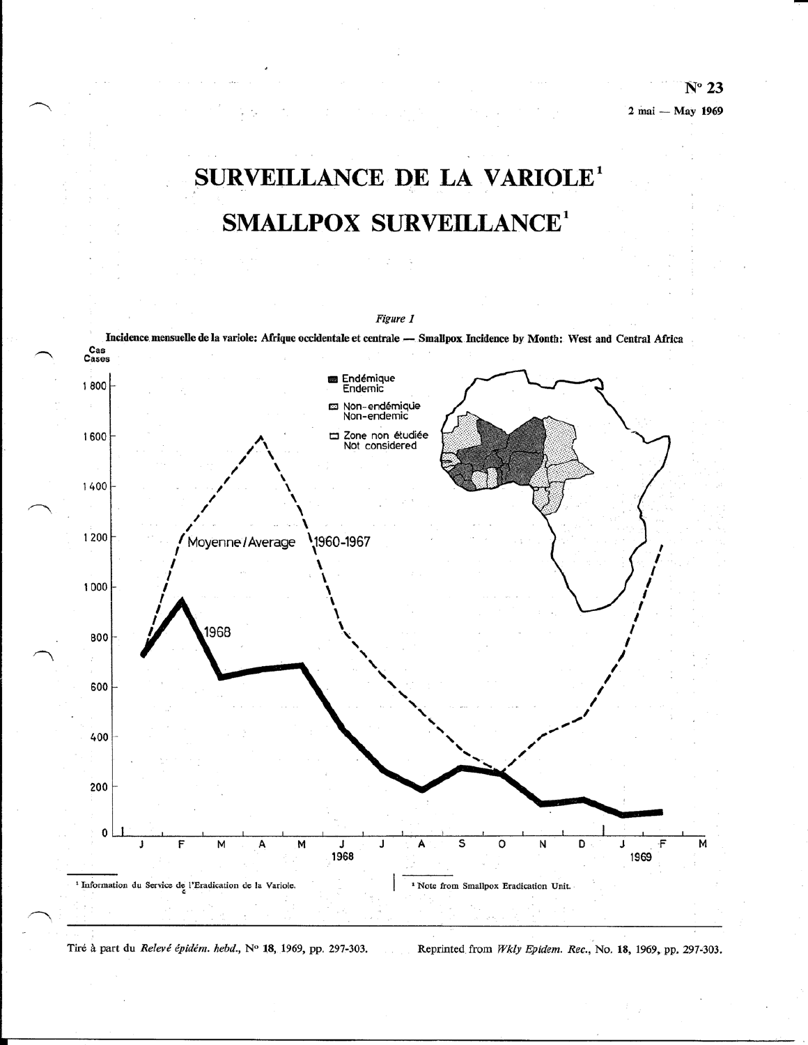N° 23

2 mai — May 1969

# SURVEILLANCE DE LA VARIOLE[1]

# SMALLPOX SURVEILLANCE[1]

*Figure 1*

**Incidence mensuelle de la variole: Afrique occidentale et centrale — Smallpox Incidence by Month: West and Central Africa**

Cas / Cases

■ Endémique / Endemic
▨ Non-endémique / Non-endemic
□ Zone non étudiée / Not considered

Moyenne / Average 1960-1967

1968

J F M A M J J A S O N D J F M
1968 1969

[1] Information du Service de l'Eradication de la Variole.

[1] Note from Smallpox Eradication Unit.

---

Tiré à part du *Relevé épidém. hebd.*, N° **18**, 1969, pp. 297-303.

Reprinted from *Wkly Epidem. Rec.*, No. **18**, 1969, pp. 297-303.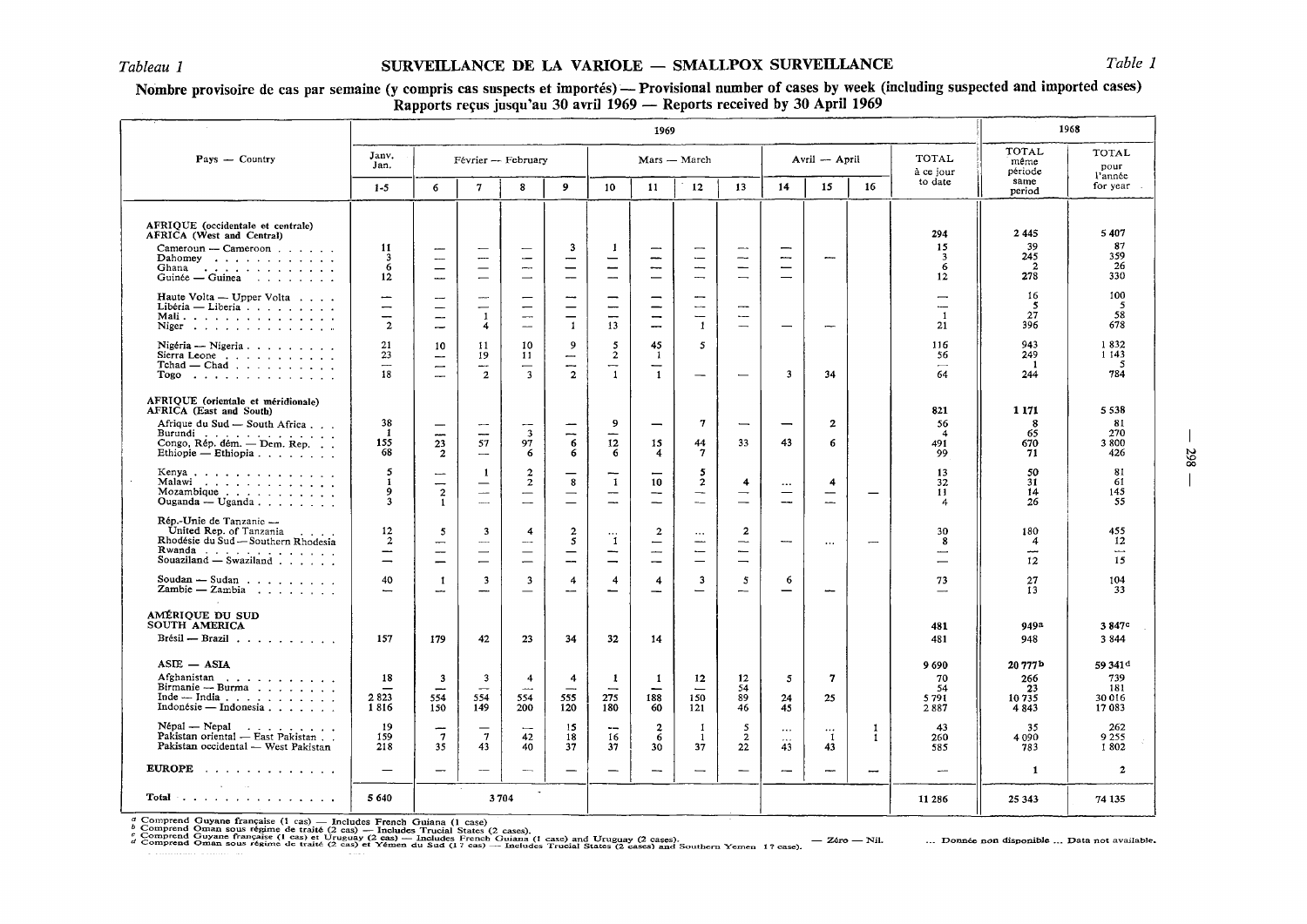Tableau 1

# SURVEILLANCE DE LA VARIOLE — SMALLPOX SURVEILLANCE

Table 1

**Nombre provisoire de cas par semaine (y compris cas suspects et importés) — Provisional number of cases by week (including suspected and imported cases)**
**Rapports reçus jusqu'au 30 avril 1969 — Reports received by 30 April 1969**

| Pays — Country | 1969 | | | | | | | | | | | | | 1968 | |
|---|---|---|---|---|---|---|---|---|---|---|---|---|---|---|---|
| | Janv. Jan. | Février — February | | | | Mars — March | | | | Avril — April | | | TOTAL à ce jour to date | TOTAL même période same period | TOTAL pour l'année for year |
| | 1-5 | 6 | 7 | 8 | 9 | 10 | 11 | 12 | 13 | 14 | 15 | 16 | | | |
| **AFRIQUE (occidentale et centrale) AFRICA (West and Central)** | | | | | | | | | | | | | 294 | 2 445 | 5 407 |
| Cameroun — Cameroon | 11 | — | — | — | 3 | 1 | — | — | — | — | | | 15 | 39 | 87 |
| Dahomey | 3 | — | — | — | — | — | — | — | — | — | — | | 3 | 245 | 359 |
| Ghana | 6 | — | — | — | — | — | — | — | — | — | | | 6 | 2 | 26 |
| Guinée — Guinea | 12 | — | — | — | — | — | — | — | — | — | | | 12 | 278 | 330 |
| Haute Volta — Upper Volta | — | — | — | — | — | — | — | — | | | | | — | 16 | 100 |
| Libéria — Liberia | — | — | — | — | — | — | — | — | — | | | | — | 5 | 5 |
| Mali | — | — | 1 | — | — | — | — | — | — | | | | 1 | 27 | 58 |
| Niger | 2 | — | 4 | — | 1 | 13 | — | 1 | — | — | — | | 21 | 396 | 678 |
| Nigéria — Nigeria | 21 | 10 | 11 | 10 | 9 | 5 | 45 | 5 | | | | | 116 | 943 | 1 832 |
| Sierra Leone | 23 | — | 19 | 11 | — | 2 | 1 | | | | | | 56 | 249 | 1 143 |
| Tchad — Chad | — | — | — | — | — | — | — | | | | | | — | 1 | 5 |
| Togo | 18 | — | 2 | 3 | 2 | 1 | 1 | — | — | 3 | 34 | | 64 | 244 | 784 |
| **AFRIQUE (orientale et méridionale) AFRICA (East and South)** | | | | | | | | | | | | | 821 | 1 171 | 5 538 |
| Afrique du Sud — South Africa | 38 | — | — | — | — | 9 | — | 7 | — | — | 2 | | 56 | 8 | 81 |
| Burundi | 1 | — | — | 3 | — | — | | | | | | | 4 | 65 | 270 |
| Congo, Rép. dém. — Dem. Rep. | 155 | 23 | 57 | 97 | 6 | 12 | 15 | 44 | 33 | 43 | 6 | | 491 | 670 | 3 800 |
| Ethiopie — Ethiopia | 68 | 2 | — | 6 | 6 | 6 | 4 | 7 | | | | | 99 | 71 | 426 |
| Kenya | 5 | — | 1 | 2 | — | — | — | 5 | | | | | 13 | 50 | 81 |
| Malawi | 1 | — | — | 2 | 8 | 1 | 10 | 2 | 4 | ... | 4 | | 32 | 31 | 61 |
| Mozambique | 9 | 2 | — | — | — | — | — | — | — | — | — | — | 11 | 14 | 145 |
| Ouganda — Uganda | 3 | 1 | — | — | — | — | — | — | — | — | — | | 4 | 26 | 55 |
| Rép.-Unie de Tanzanie — United Rep. of Tanzania | 12 | 5 | 3 | 4 | 2 | ... | 2 | ... | 2 | | | | 30 | 180 | 455 |
| Rhodésie du Sud — Southern Rhodesia | 2 | — | — | — | 5 | 1 | — | — | — | — | ... | — | 8 | 4 | 12 |
| Rwanda | — | — | — | — | — | — | — | — | — | | | | — | — | — |
| Souaziland — Swaziland | — | — | — | — | — | — | — | — | — | | | | — | 12 | 15 |
| Soudan — Sudan | 40 | 1 | 3 | 3 | 4 | 4 | 4 | 3 | 5 | 6 | | | 73 | 27 | 104 |
| Zambie — Zambia | — | — | — | — | — | — | — | — | — | — | — | | — | 13 | 33 |
| **AMÉRIQUE DU SUD SOUTH AMERICA** | | | | | | | | | | | | | 481 | 949[a] | 3 847[c] |
| Brésil — Brazil | 157 | 179 | 42 | 23 | 34 | 32 | 14 | | | | | | 481 | 948 | 3 844 |
| **ASIE — ASIA** | | | | | | | | | | | | | 9 690 | 20 777[b] | 59 341[d] |
| Afghanistan | 18 | 3 | 3 | 4 | 4 | 1 | 1 | 12 | 12 | 5 | 7 | | 70 | 266 | 739 |
| Birmanie — Burma | — | — | — | — | — | — | — | — | 54 | | | | 54 | 23 | 181 |
| Inde — India | 2 823 | 554 | 554 | 554 | 555 | 275 | 188 | 150 | 89 | 24 | 25 | | 5 791 | 10 735 | 30 016 |
| Indonésie — Indonesia | 1 816 | 150 | 149 | 200 | 120 | 180 | 60 | 121 | 46 | 45 | | | 2 887 | 4 843 | 17 083 |
| Népal — Nepal | 19 | — | — | — | 15 | — | 2 | 1 | 5 | ... | ... | 1 | 43 | 35 | 262 |
| Pakistan oriental — East Pakistan | 159 | 7 | 7 | 42 | 18 | 16 | 6 | 1 | 2 | ... | 1 | 1 | 260 | 4 090 | 9 255 |
| Pakistan occidental — West Pakistan | 218 | 35 | 43 | 40 | 37 | 37 | 30 | 37 | 22 | 43 | 43 | | 585 | 783 | 1 802 |
| **EUROPE** | — | — | — | — | — | — | — | — | — | — | — | — | — | 1 | 2 |
| **Total** | 5 640 | 3 704 | | | | | | | | | | | 11 286 | 25 343 | 74 135 |

[a] Comprend Guyane française (1 cas) — Includes French Guiana (1 case)
[b] Comprend Oman sous régime de traité (2 cas) — Includes Trucial States (2 cases).
[c] Comprend Guyane française (1 cas) et Uruguay (2 cas) — Includes French Guiana (1 case) and Uruguay (2 cases).
[d] Comprend Oman sous régime de traité (2 cas) et Yémen du Sud (17 cas) — Includes Trucial States (2 cases) and Southern Yemen 17 case).

— Zéro — Nil. ... Donnée non disponible ... Data not available.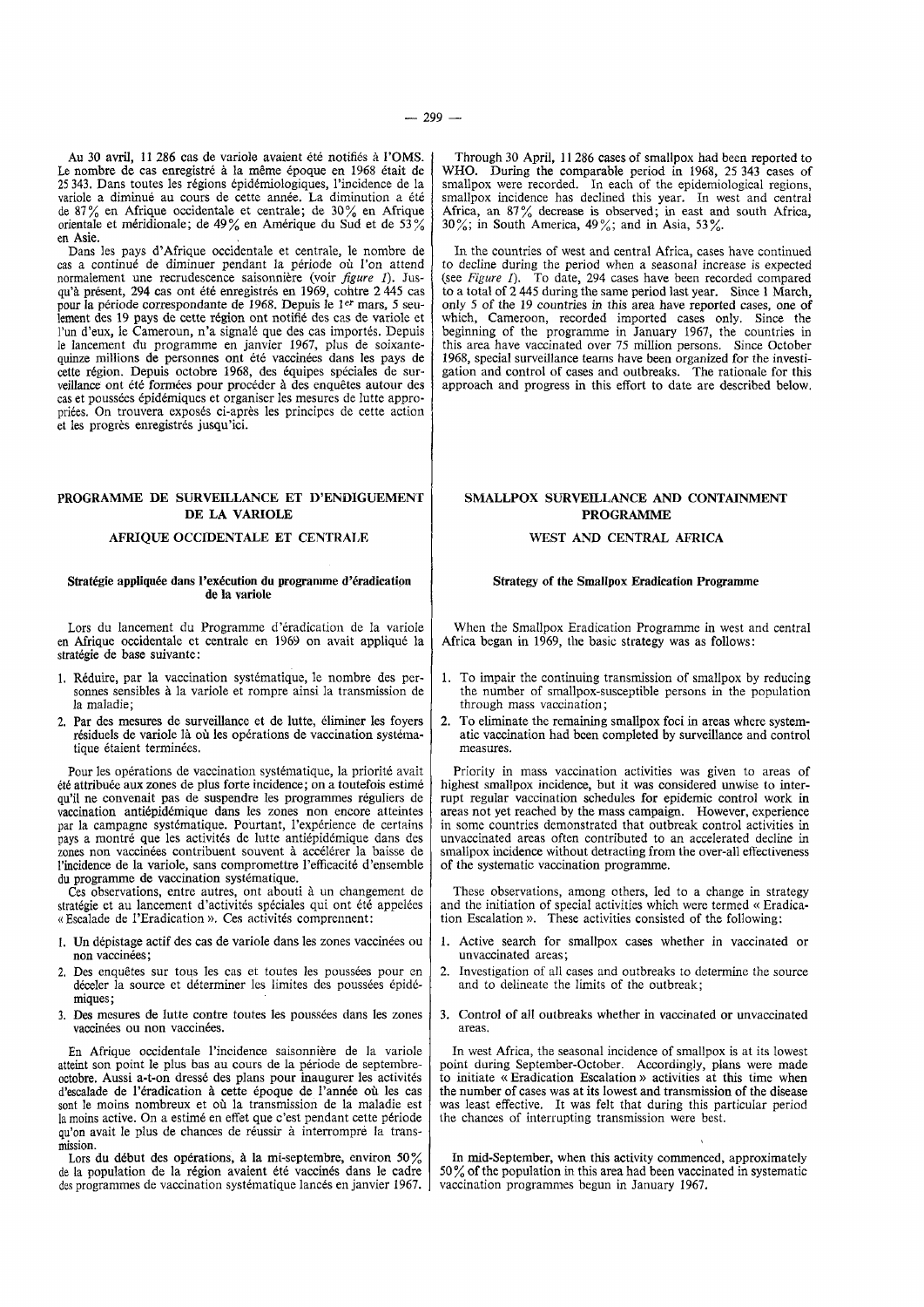Au 30 avril, 11 286 cas de variole avaient été notifiés à l'OMS. Le nombre de cas enregistré à la même époque en 1968 était de 25 343. Dans toutes les régions épidémiologiques, l'incidence de la variole a diminué au cours de cette année. La diminution a été de 87% en Afrique occidentale et centrale; de 30% en Afrique orientale et méridionale; de 49% en Amérique du Sud et de 53% en Asie.

Dans les pays d'Afrique occidentale et centrale, le nombre de cas a continué de diminuer pendant la période où l'on attend normalement une recrudescence saisonnière (voir *figure 1*). Jusqu'à présent, 294 cas ont été enregistrés en 1969, contre 2 445 cas pour la période correspondante de 1968. Depuis le 1[er] mars, 5 seulement des 19 pays de cette région ont notifié des cas de variole et l'un d'eux, le Cameroun, n'a signalé que des cas importés. Depuis le lancement du programme en janvier 1967, plus de soixante-quinze millions de personnes ont été vaccinées dans les pays de cette région. Depuis octobre 1968, des équipes spéciales de surveillance ont été formées pour procéder à des enquêtes autour des cas et poussées épidémiques et organiser les mesures de lutte appropriées. On trouvera exposés ci-après les principes de cette action et les progrès enregistrés jusqu'ici.

## PROGRAMME DE SURVEILLANCE ET D'ENDIGUEMENT DE LA VARIOLE

### AFRIQUE OCCIDENTALE ET CENTRALE

#### Stratégie appliquée dans l'exécution du programme d'éradication de la variole

Lors du lancement du Programme d'éradication de la variole en Afrique occidentale et centrale en 1969 on avait appliqué la stratégie de base suivante:

1. Réduire, par la vaccination systématique, le nombre des personnes sensibles à la variole et rompre ainsi la transmission de la maladie;
2. Par des mesures de surveillance et de lutte, éliminer les foyers résiduels de variole là où les opérations de vaccination systématique étaient terminées.

Pour les opérations de vaccination systématique, la priorité avait été attribuée aux zones de plus forte incidence; on a toutefois estimé qu'il ne convenait pas de suspendre les programmes réguliers de vaccination antiépidémique dans les zones non encore atteintes par la campagne systématique. Pourtant, l'expérience de certains pays a montré que les activités de lutte antiépidémique dans des zones non vaccinées contribuent souvent à accélérer la baisse de l'incidence de la variole, sans compromettre l'efficacité d'ensemble du programme de vaccination systématique.

Ces observations, entre autres, ont abouti à un changement de stratégie et au lancement d'activités spéciales qui ont été appelées « Escalade de l'Eradication ». Ces activités comprennent:

1. Un dépistage actif des cas de variole dans les zones vaccinées ou non vaccinées;
2. Des enquêtes sur tous les cas et toutes les poussées pour en déceler la source et déterminer les limites des poussées épidémiques;
3. Des mesures de lutte contre toutes les poussées dans les zones vaccinées ou non vaccinées.

En Afrique occidentale l'incidence saisonnière de la variole atteint son point le plus bas au cours de la période de septembre-octobre. Aussi a-t-on dressé des plans pour inaugurer les activités d'escalade de l'éradication à cette époque de l'année où les cas sont le moins nombreux et où la transmission de la maladie est la moins active. On a estimé en effet que c'est pendant cette période qu'on avait le plus de chances de réussir à interrompre la transmission.

Lors du début des opérations, à la mi-septembre, environ 50% de la population de la région avaient été vaccinés dans le cadre des programmes de vaccination systématique lancés en janvier 1967.

Through 30 April, 11 286 cases of smallpox had been reported to WHO. During the comparable period in 1968, 25 343 cases of smallpox were recorded. In each of the epidemiological regions, smallpox incidence has declined this year. In west and central Africa, an 87% decrease is observed; in east and south Africa, 30%; in South America, 49%; and in Asia, 53%.

In the countries of west and central Africa, cases have continued to decline during the period when a seasonal increase is expected (see *Figure 1*). To date, 294 cases have been recorded compared to a total of 2 445 during the same period last year. Since 1 March, only 5 of the 19 countries in this area have reported cases, one of which, Cameroon, recorded imported cases only. Since the beginning of the programme in January 1967, the countries in this area have vaccinated over 75 million persons. Since October 1968, special surveillance teams have been organized for the investigation and control of cases and outbreaks. The rationale for this approach and progress in this effort to date are described below.

## SMALLPOX SURVEILLANCE AND CONTAINMENT PROGRAMME

### WEST AND CENTRAL AFRICA

#### Strategy of the Smallpox Eradication Programme

When the Smallpox Eradication Programme in west and central Africa began in 1969, the basic strategy was as follows:

1. To impair the continuing transmission of smallpox by reducing the number of smallpox-susceptible persons in the population through mass vaccination;
2. To eliminate the remaining smallpox foci in areas where systematic vaccination had been completed by surveillance and control measures.

Priority in mass vaccination activities was given to areas of highest smallpox incidence, but it was considered unwise to interrupt regular vaccination schedules for epidemic control work in areas not yet reached by the mass campaign. However, experience in some countries demonstrated that outbreak control activities in unvaccinated areas often contributed to an accelerated decline in smallpox incidence without detracting from the over-all effectiveness of the systematic vaccination programme.

These observations, among others, led to a change in strategy and the initiation of special activities which were termed « Eradication Escalation ». These activities consisted of the following:

1. Active search for smallpox cases whether in vaccinated or unvaccinated areas;
2. Investigation of all cases and outbreaks to determine the source and to delineate the limits of the outbreak;
3. Control of all outbreaks whether in vaccinated or unvaccinated areas.

In west Africa, the seasonal incidence of smallpox is at its lowest point during September-October. Accordingly, plans were made to initiate « Eradication Escalation » activities at this time when the number of cases was at its lowest and transmission of the disease was least effective. It was felt that during this particular period the chances of interrupting transmission were best.

In mid-September, when this activity commenced, approximately 50% of the population in this area had been vaccinated in systematic vaccination programmes begun in January 1967.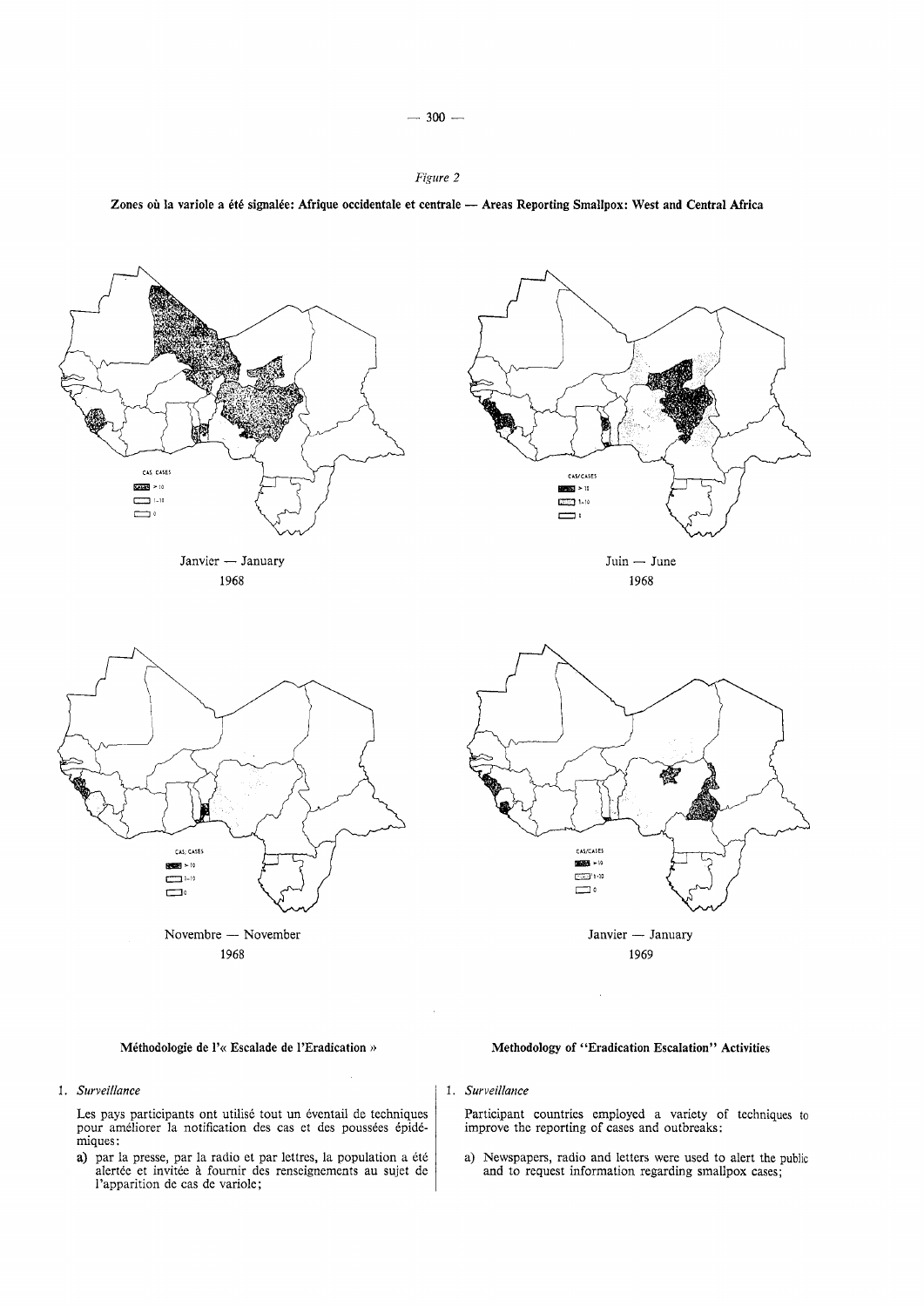*Figure 2*

**Zones où la variole a été signalée: Afrique occidentale et centrale — Areas Reporting Smallpox: West and Central Africa**

CAS CASES
> 10
1–10
0

Janvier — January
1968

CAS/CASES
> 10
1–10
0

Juin — June
1968

CAS. CASES
> 10
1–10
0

Novembre — November
1968

CAS/CASES
> 10
1–10
0

Janvier — January
1969

**Méthodologie de l'« Escalade de l'Eradication »**

1. *Surveillance*

Les pays participants ont utilisé tout un éventail de techniques pour améliorer la notification des cas et des poussées épidémiques:

a) par la presse, par la radio et par lettres, la population a été alertée et invitée à fournir des renseignements au sujet de l'apparition de cas de variole;

**Methodology of "Eradication Escalation" Activities**

1. *Surveillance*

Participant countries employed a variety of techniques to improve the reporting of cases and outbreaks:

a) Newspapers, radio and letters were used to alert the public and to request information regarding smallpox cases;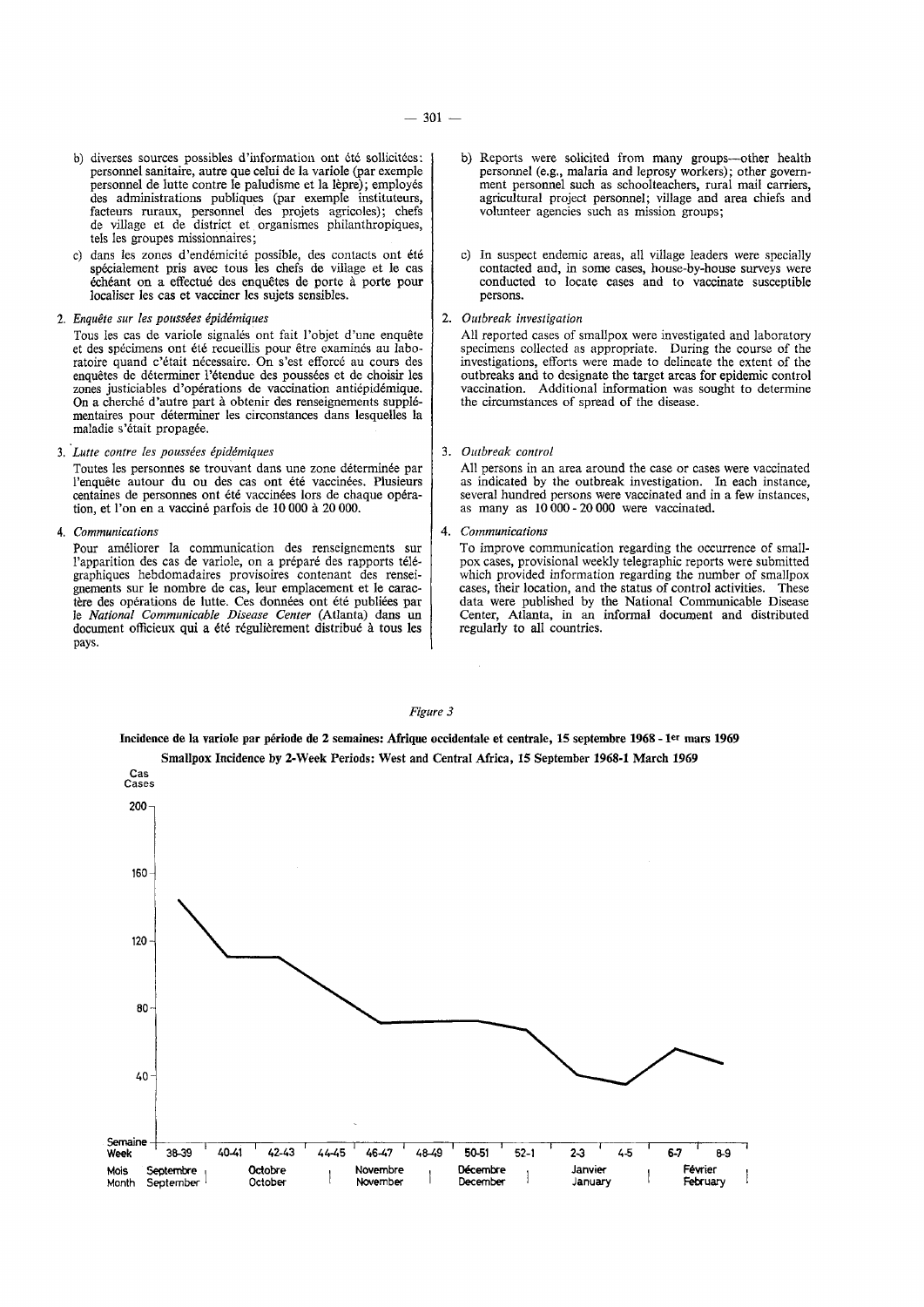b) diverses sources possibles d'information ont été sollicitées: personnel sanitaire, autre que celui de la variole (par exemple personnel de lutte contre le paludisme et la lèpre); employés des administrations publiques (par exemple instituteurs, facteurs ruraux, personnel des projets agricoles); chefs de village et de district et organismes philanthropiques, tels les groupes missionnaires;

c) dans les zones d'endémicité possible, des contacts ont été spécialement pris avec tous les chefs de village et le cas échéant on a effectué des enquêtes de porte à porte pour localiser les cas et vacciner les sujets sensibles.

2. *Enquête sur les poussées épidémiques*

Tous les cas de variole signalés ont fait l'objet d'une enquête et des spécimens ont été recueillis pour être examinés au laboratoire quand c'était nécessaire. On s'est efforcé au cours des enquêtes de déterminer l'étendue des poussées et de choisir les zones justiciables d'opérations de vaccination antiépidémique. On a cherché d'autre part à obtenir des renseignements supplémentaires pour déterminer les circonstances dans lesquelles la maladie s'était propagée.

3. *Lutte contre les poussées épidémiques*

Toutes les personnes se trouvant dans une zone déterminée par l'enquête autour du ou des cas ont été vaccinées. Plusieurs centaines de personnes ont été vaccinées lors de chaque opération, et l'on en a vacciné parfois de 10 000 à 20 000.

4. *Communications*

Pour améliorer la communication des renseignements sur l'apparition des cas de variole, on a préparé des rapports télégraphiques hebdomadaires provisoires contenant des renseignements sur le nombre de cas, leur emplacement et le caractère des opérations de lutte. Ces données ont été publiées par le *National Communicable Disease Center* (Atlanta) dans un document officieux qui a été régulièrement distribué à tous les pays.

b) Reports were solicited from many groups—other health personnel (e.g., malaria and leprosy workers); other government personnel such as schoolteachers, rural mail carriers, agricultural project personnel; village and area chiefs and volunteer agencies such as mission groups;

c) In suspect endemic areas, all village leaders were specially contacted and, in some cases, house-by-house surveys were conducted to locate cases and to vaccinate susceptible persons.

2. *Outbreak investigation*

All reported cases of smallpox were investigated and laboratory specimens collected as appropriate. During the course of the investigations, efforts were made to delineate the extent of the outbreaks and to designate the target areas for epidemic control vaccination. Additional information was sought to determine the circumstances of spread of the disease.

3. *Outbreak control*

All persons in an area around the case or cases were vaccinated as indicated by the outbreak investigation. In each instance, several hundred persons were vaccinated and in a few instances, as many as 10 000 - 20 000 were vaccinated.

4. *Communications*

To improve communication regarding the occurrence of smallpox cases, provisional weekly telegraphic reports were submitted which provided information regarding the number of smallpox cases, their location, and the status of control activities. These data were published by the National Communicable Disease Center, Atlanta, in an informal document and distributed regularly to all countries.

*Figure 3*

**Incidence de la variole par période de 2 semaines: Afrique occidentale et centrale, 15 septembre 1968 - 1er mars 1969**

**Smallpox Incidence by 2-Week Periods: West and Central Africa, 15 September 1968-1 March 1969**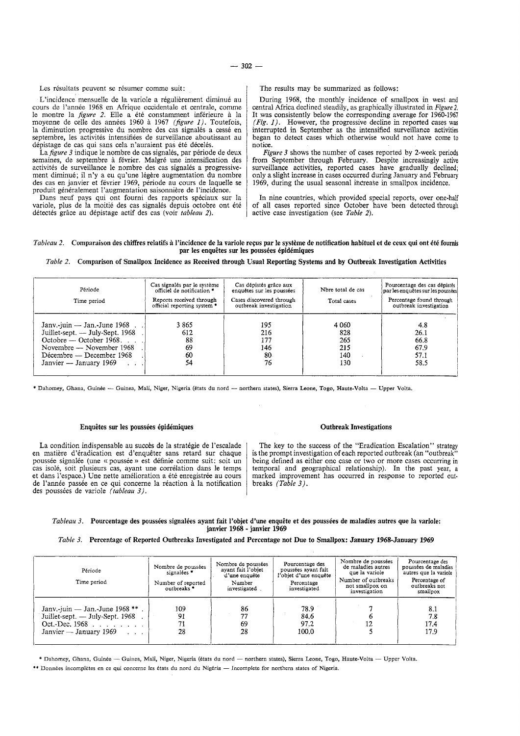Les résultats peuvent se résumer comme suit:

L'incidence mensuelle de la variole a régulièrement diminué au cours de l'année 1968 en Afrique occidentale et centrale, comme le montre la *figure 2*. Elle a été constamment inférieure à la moyenne de celle des années 1960 à 1967 *(figure 1)*. Toutefois, la diminution progressive du nombre des cas signalés a cessé en septembre, les activités intensifiées de surveillance aboutissant au dépistage de cas qui sans cela n'auraient pas été décelés.

La *figure 3* indique le nombre de cas signalés, par période de deux semaines, de septembre à février. Malgré une intensification des activités de surveillance le nombre des cas signalés a progressivement diminué; il n'y a eu qu'une légère augmentation du nombre des cas en janvier et février 1969, période au cours de laquelle se produit généralement l'augmentation saisonnière de l'incidence.

Dans neuf pays qui ont fourni des rapports spéciaux sur la variole, plus de la moitié des cas signalés depuis octobre ont été détectés grâce au dépistage actif des cas (voir *tableau 2*).

The results may be summarized as follows:

During 1968, the monthly incidence of smallpox in west and central Africa declined steadily, as graphically illustrated in *Figure 2*. It was consistently below the corresponding average for 1960-1967 *(Fig. 1)*. However, the progressive decline in reported cases was interrupted in September as the intensified surveillance activities began to detect cases which otherwise would not have come to notice.

*Figure 3* shows the number of cases reported by 2-week periods from September through February. Despite increasingly active surveillance activities, reported cases have gradually declined; only a slight increase in cases occurred during January and February 1969, during the usual seasonal increase in smallpox incidence.

In nine countries, which provided special reports, over one-half of all cases reported since October have been detected through active case investigation (see *Table 2*).

*Tableau 2.* **Comparaison des chiffres relatifs à l'incidence de la variole reçus par le système de notification habituel et de ceux qui ont été fournis par les enquêtes sur les poussées épidémiques**

*Table 2.* **Comparison of Smallpox Incidence as Received through Usual Reporting Systems and by Outbreak Investigation Activities**

| Période / Time period | Cas signalés par le système officiel de notification * / Reports received through official reporting system * | Cas dépistés grâce aux enquêtes sur les poussées / Cases discovered through outbreak investigation | Nbre total de cas / Total cases | Pourcentage des cas dépistés par les enquêtes sur les poussées / Percentage found through outbreak investigation |
|---|---|---|---|---|
| Janv.-juin — Jan.-June 1968 | 3 865 | 195 | 4 060 | 4.8 |
| Juillet-sept. — July-Sept. 1968 | 612 | 216 | 828 | 26.1 |
| Octobre — October 1968 | 88 | 177 | 265 | 66.8 |
| Novembre — November 1968 | 69 | 146 | 215 | 67.9 |
| Décembre — December 1968 | 60 | 80 | 140 | 57.1 |
| Janvier — January 1969 | 54 | 76 | 130 | 58.5 |

* Dahomey, Ghana, Guinée — Guinea, Mali, Niger, Nigeria (états du nord — northern states), Sierra Leone, Togo, Haute-Volta — Upper Volta.

### Enquêtes sur les poussées épidémiques

La condition indispensable au succès de la stratégie de l'escalade en matière d'éradication est d'enquêter sans retard sur chaque poussée signalée (une « poussée » est définie comme suit: soit un cas isolé, soit plusieurs cas, ayant une corrélation dans le temps et dans l'espace.) Une nette amélioration a été enregistrée au cours de l'année passée en ce qui concerne la réaction à la notification des poussées de variole *(tableau 3)*.

### Outbreak Investigations

The key to the success of the "Eradication Escalation" strategy is the prompt investigation of each reported outbreak (an "outbreak" being defined as either one case or two or more cases occurring in temporal and geographical relationship). In the past year, a marked improvement has occurred in response to reported outbreaks *(Table 3)*.

*Tableau 3.* **Pourcentage des poussées signalées ayant fait l'objet d'une enquête et des poussées de maladies autres que la variole: janvier 1968 - janvier 1969**

*Table 3.* **Percentage of Reported Outbreaks Investigated and Percentage not Due to Smallpox: January 1968-January 1969**

| Période / Time period | Nombre de poussées signalées * / Number of reported outbreaks * | Nombre de poussées ayant fait l'objet d'une enquête / Number investigated | Pourcentage des poussées ayant fait l'objet d'une enquête / Percentage investigated | Nombre de poussées de maladies autres que la variole / Number of outbreaks not smallpox on investigation | Pourcentage des poussées de maladies autres que la variole / Percentage of outbreaks not smallpox |
|---|---|---|---|---|---|
| Janv.-juin — Jan.-June 1968 ** | 109 | 86 | 78.9 | 7 | 8.1 |
| Juillet-sept. — July-Sept. 1968 | 91 | 77 | 84.6 | 6 | 7.8 |
| Oct.-Dec. 1968 | 71 | 69 | 97.2 | 12 | 17.4 |
| Janvier — January 1969 | 28 | 28 | 100.0 | 5 | 17.9 |

* Dahomey, Ghana, Guinée — Guinea, Mali, Niger, Nigeria (états du nord — northern states), Sierra Leone, Togo, Haute-Volta — Upper Volta.

** Données incomplètes en ce qui concerne les états du nord du Nigéria — Incomplete for northern states of Nigeria.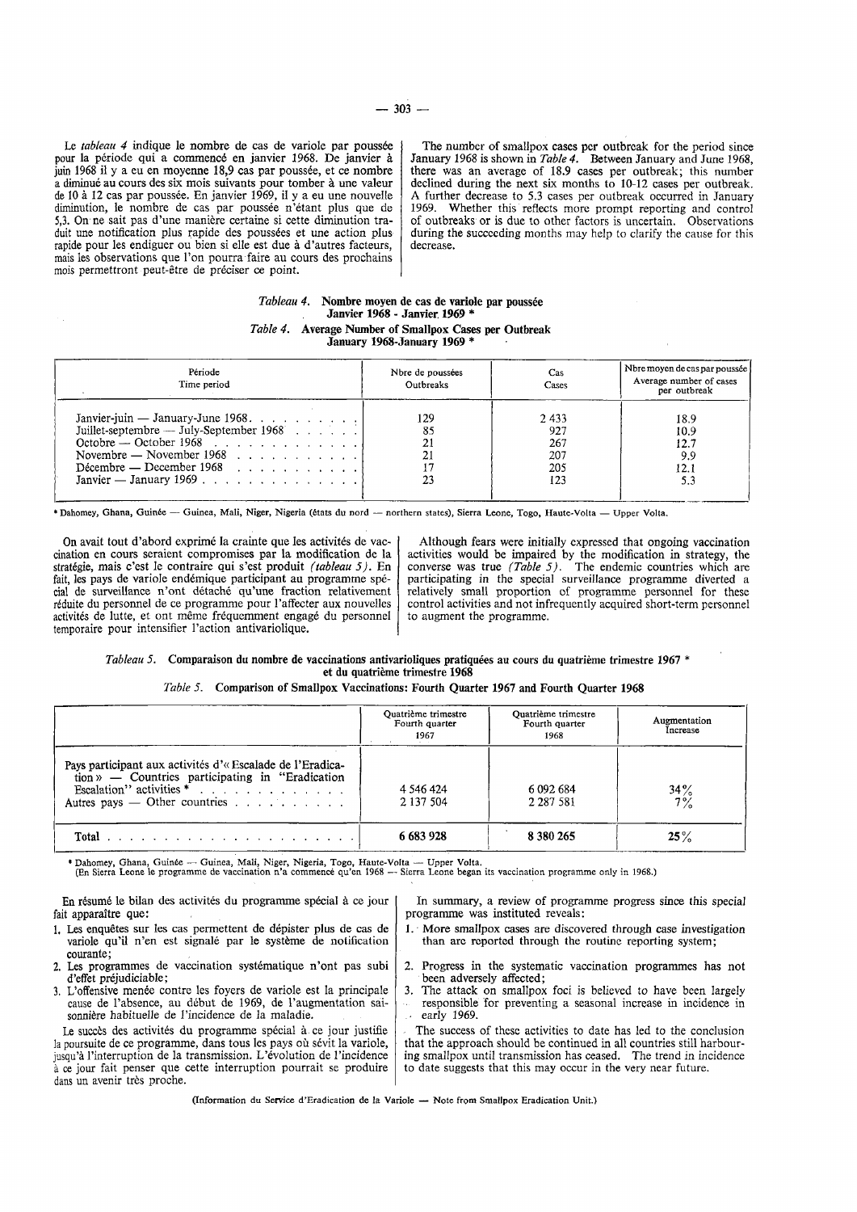Le *tableau 4* indique le nombre de cas de variole par poussée pour la période qui a commencé en janvier 1968. De janvier à juin 1968 il y a eu en moyenne 18,9 cas par poussée, et ce nombre a diminué au cours des six mois suivants pour tomber à une valeur de 10 à 12 cas par poussée. En janvier 1969, il y a eu une nouvelle diminution, le nombre de cas par poussée n'étant plus que de 5,3. On ne sait pas d'une manière certaine si cette diminution traduit une notification plus rapide des poussées et une action plus rapide pour les endiguer ou bien si elle est due à d'autres facteurs, mais les observations que l'on pourra faire au cours des prochains mois permettront peut-être de préciser ce point.

The number of smallpox cases per outbreak for the period since January 1968 is shown in *Table 4*. Between January and June 1968, there was an average of 18.9 cases per outbreak; this number declined during the next six months to 10-12 cases per outbreak. A further decrease to 5.3 cases per outbreak occurred in January 1969. Whether this reflects more prompt reporting and control of outbreaks or is due to other factors is uncertain. Observations during the succeeding months may help to clarify the cause for this decrease.

*Tableau 4.* **Nombre moyen de cas de variole par poussée Janvier 1968 - Janvier 1969 \***

*Table 4.* **Average Number of Smallpox Cases per Outbreak January 1968-January 1969 \***

| Période<br>Time period | Nbre de poussées<br>Outbreaks | Cas<br>Cases | Nbre moyen de cas par poussée<br>Average number of cases per outbreak |
|---|---|---|---|
| Janvier-juin — January-June 1968 | 129 | 2 433 | 18.9 |
| Juillet-septembre — July-September 1968 | 85 | 927 | 10.9 |
| Octobre — October 1968 | 21 | 267 | 12.7 |
| Novembre — November 1968 | 21 | 207 | 9.9 |
| Décembre — December 1968 | 17 | 205 | 12.1 |
| Janvier — January 1969 | 23 | 123 | 5.3 |

\* Dahomey, Ghana, Guinée — Guinea, Mali, Niger, Nigeria (états du nord — northern states), Sierra Leone, Togo, Haute-Volta — Upper Volta.

On avait tout d'abord exprimé la crainte que les activités de vaccination en cours seraient compromises par la modification de la stratégie, mais c'est le contraire qui s'est produit *(tableau 5)*. En fait, les pays de variole endémique participant au programme spécial de surveillance n'ont détaché qu'une fraction relativement réduite du personnel de ce programme pour l'affecter aux nouvelles activités de lutte, et ont même fréquemment engagé du personnel temporaire pour intensifier l'action antivariolique.

Although fears were initially expressed that ongoing vaccination activities would be impaired by the modification in strategy, the converse was true *(Table 5)*. The endemic countries which are participating in the special surveillance programme diverted a relatively small proportion of programme personnel for these control activities and not infrequently acquired short-term personnel to augment the programme.

*Tableau 5.* **Comparaison du nombre de vaccinations antivarioliques pratiquées au cours du quatrième trimestre 1967 \* et du quatrième trimestre 1968**

*Table 5.* **Comparison of Smallpox Vaccinations: Fourth Quarter 1967 and Fourth Quarter 1968**

| | Quatrième trimestre<br>Fourth quarter<br>1967 | Quatrième trimestre<br>Fourth quarter<br>1968 | Augmentation<br>Increase |
|---|---|---|---|
| Pays participant aux activités d'« Escalade de l'Eradication » — Countries participating in "Eradication Escalation" activities \* | 4 546 424 | 6 092 684 | 34% |
| Autres pays — Other countries | 2 137 504 | 2 287 581 | 7% |
| **Total** | **6 683 928** | **8 380 265** | **25%** |

\* Dahomey, Ghana, Guinée — Guinea, Mali, Niger, Nigeria, Togo, Haute-Volta — Upper Volta.
(En Sierra Leone le programme de vaccination n'a commencé qu'en 1968 — Sierra Leone began its vaccination programme only in 1968.)

En résumé le bilan des activités du programme spécial à ce jour fait apparaître que:

1. Les enquêtes sur les cas permettent de dépister plus de cas de variole qu'il n'en est signalé par le système de notification courante;
2. Les programmes de vaccination systématique n'ont pas subi d'effet préjudiciable;
3. L'offensive menée contre les foyers de variole est la principale cause de l'absence, au début de 1969, de l'augmentation saisonnière habituelle de l'incidence de la maladie.

Le succès des activités du programme spécial à ce jour justifie la poursuite de ce programme, dans tous les pays où sévit la variole, jusqu'à l'interruption de la transmission. L'évolution de l'incidence à ce jour fait penser que cette interruption pourrait se produire dans un avenir très proche.

In summary, a review of programme progress since this special programme was instituted reveals:

1. More smallpox cases are discovered through case investigation than are reported through the routine reporting system;
2. Progress in the systematic vaccination programmes has not been adversely affected;
3. The attack on smallpox foci is believed to have been largely responsible for preventing a seasonal increase in incidence in early 1969.

The success of these activities to date has led to the conclusion that the approach should be continued in all countries still harbouring smallpox until transmission has ceased. The trend in incidence to date suggests that this may occur in the very near future.

(Information du Service d'Eradication de la Variole — Note from Smallpox Eradication Unit.)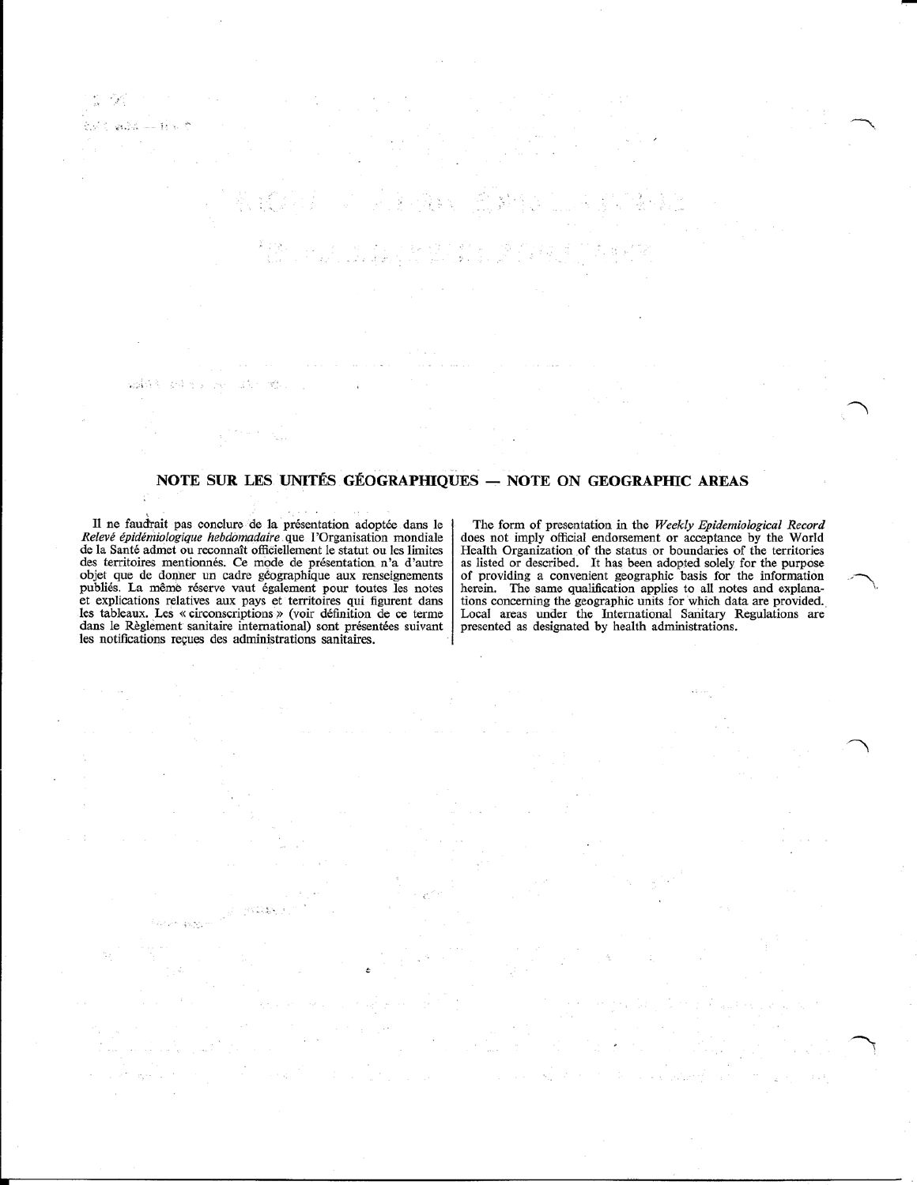## NOTE SUR LES UNITÉS GÉOGRAPHIQUES — NOTE ON GEOGRAPHIC AREAS

Il ne faudrait pas conclure de la présentation adoptée dans le *Relevé épidémiologique hebdomadaire* que l'Organisation mondiale de la Santé admet ou reconnaît officiellement le statut ou les limites des territoires mentionnés. Ce mode de présentation n'a d'autre objet que de donner un cadre géographique aux renseignements publiés. La même réserve vaut également pour toutes les notes et explications relatives aux pays et territoires qui figurent dans les tableaux. Les « circonscriptions » (voir définition de ce terme dans le Règlement sanitaire international) sont présentées suivant les notifications reçues des administrations sanitaires.

The form of presentation in the *Weekly Epidemiological Record* does not imply official endorsement or acceptance by the World Health Organization of the status or boundaries of the territories as listed or described. It has been adopted solely for the purpose of providing a convenient geographic basis for the information herein. The same qualification applies to all notes and explanations concerning the geographic units for which data are provided. Local areas under the International Sanitary Regulations are presented as designated by health administrations.